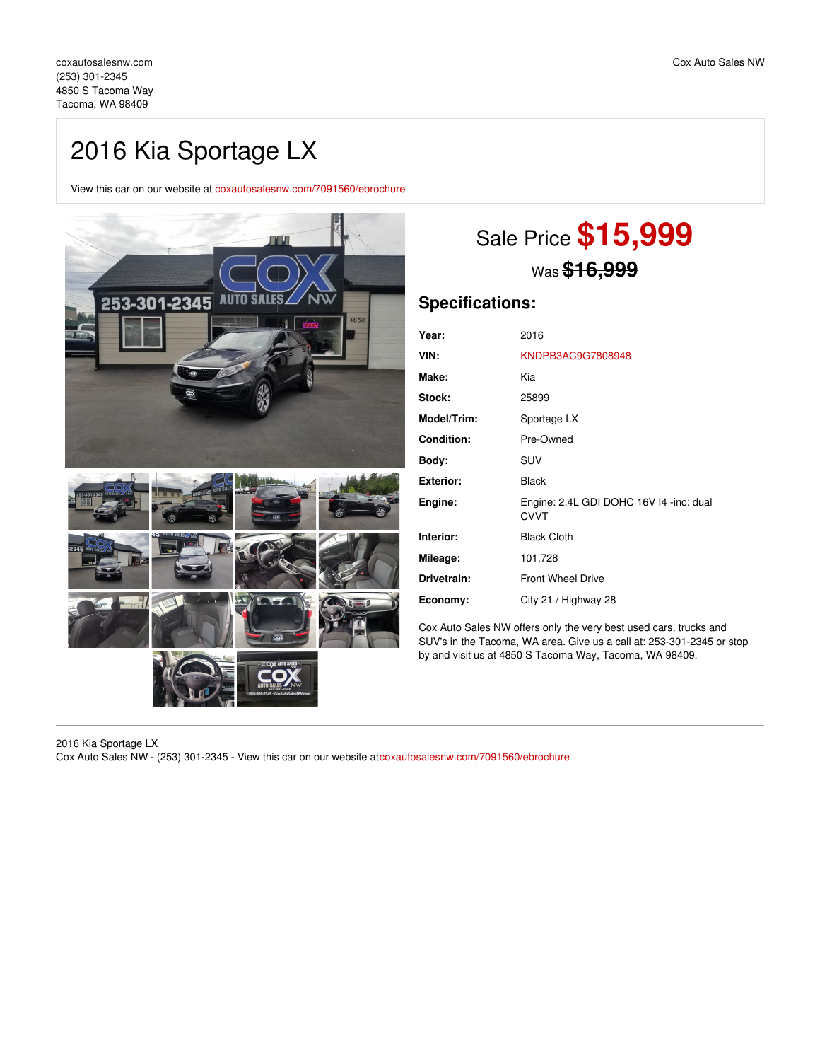coxautosalesnw.com
(253) 301-2345
4850 S Tacoma Way
Tacoma, WA 98409

Cox Auto Sales NW

# 2016 Kia Sportage LX

View this car on our website at coxautosalesnw.com/7091560/ebrochure

Sale Price **$15,999**

Was ~~$16,999~~

## Specifications:

| | |
|---|---|
| **Year:** | 2016 |
| **VIN:** | KNDPB3AC9G7808948 |
| **Make:** | Kia |
| **Stock:** | 25899 |
| **Model/Trim:** | Sportage LX |
| **Condition:** | Pre-Owned |
| **Body:** | SUV |
| **Exterior:** | Black |
| **Engine:** | Engine: 2.4L GDI DOHC 16V I4 -inc: dual CVVT |
| **Interior:** | Black Cloth |
| **Mileage:** | 101,728 |
| **Drivetrain:** | Front Wheel Drive |
| **Economy:** | City 21 / Highway 28 |

Cox Auto Sales NW offers only the very best used cars, trucks and SUV's in the Tacoma, WA area. Give us a call at: 253-301-2345 or stop by and visit us at 4850 S Tacoma Way, Tacoma, WA 98409.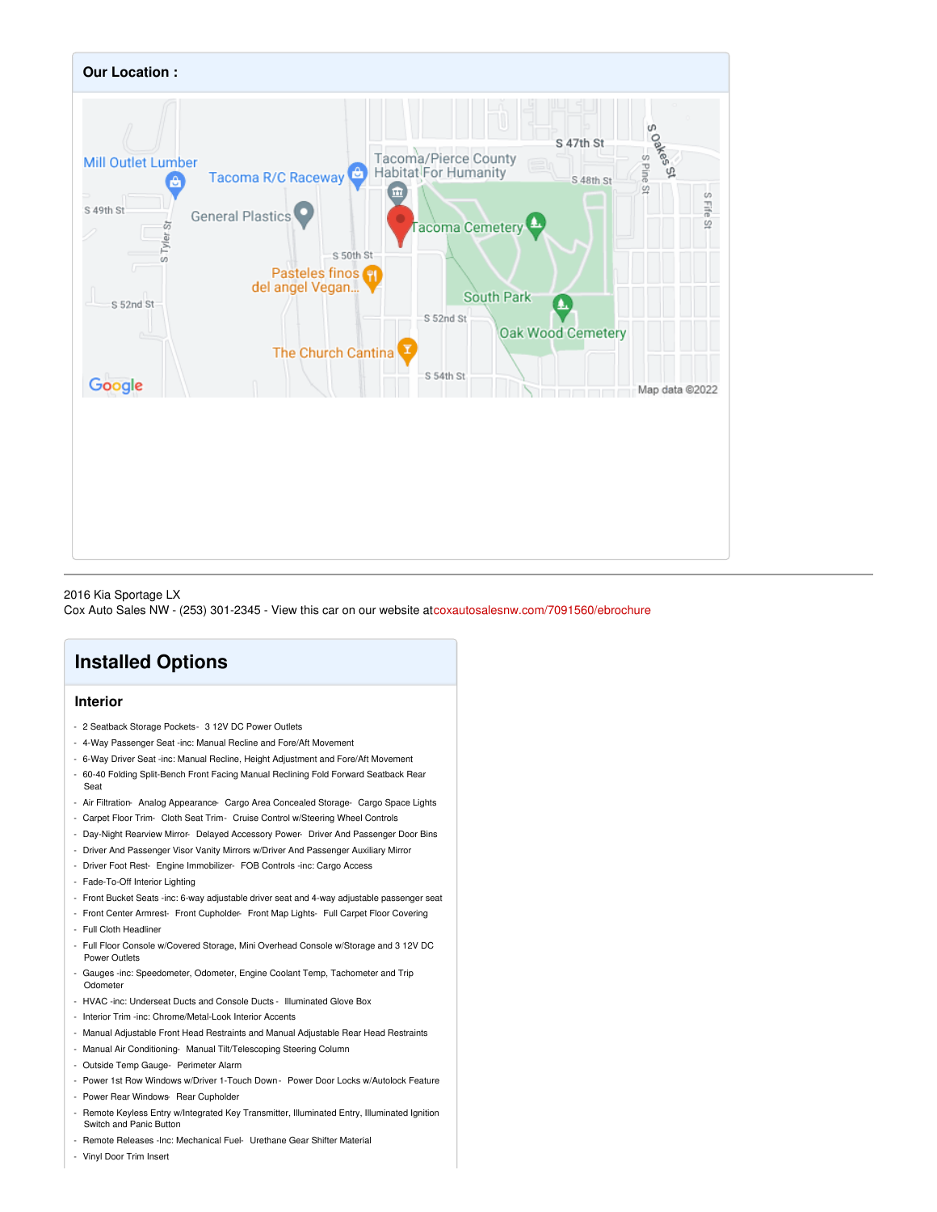## Our Location :

2016 Kia Sportage LX
Cox Auto Sales NW - (253) 301-2345 - View this car on our website atcoxautosalesnw.com/7091560/ebrochure

# Installed Options

## Interior

- 2 Seatback Storage Pockets- 3 12V DC Power Outlets
- 4-Way Passenger Seat -inc: Manual Recline and Fore/Aft Movement
- 6-Way Driver Seat -inc: Manual Recline, Height Adjustment and Fore/Aft Movement
- 60-40 Folding Split-Bench Front Facing Manual Reclining Fold Forward Seatback Rear Seat
- Air Filtration- Analog Appearance- Cargo Area Concealed Storage- Cargo Space Lights
- Carpet Floor Trim- Cloth Seat Trim- Cruise Control w/Steering Wheel Controls
- Day-Night Rearview Mirror- Delayed Accessory Power- Driver And Passenger Door Bins
- Driver And Passenger Visor Vanity Mirrors w/Driver And Passenger Auxiliary Mirror
- Driver Foot Rest- Engine Immobilizer- FOB Controls -inc: Cargo Access
- Fade-To-Off Interior Lighting
- Front Bucket Seats -inc: 6-way adjustable driver seat and 4-way adjustable passenger seat
- Front Center Armrest- Front Cupholder- Front Map Lights- Full Carpet Floor Covering
- Full Cloth Headliner
- Full Floor Console w/Covered Storage, Mini Overhead Console w/Storage and 3 12V DC Power Outlets
- Gauges -inc: Speedometer, Odometer, Engine Coolant Temp, Tachometer and Trip Odometer
- HVAC -inc: Underseat Ducts and Console Ducts - Illuminated Glove Box
- Interior Trim -inc: Chrome/Metal-Look Interior Accents
- Manual Adjustable Front Head Restraints and Manual Adjustable Rear Head Restraints
- Manual Air Conditioning- Manual Tilt/Telescoping Steering Column
- Outside Temp Gauge- Perimeter Alarm
- Power 1st Row Windows w/Driver 1-Touch Down - Power Door Locks w/Autolock Feature
- Power Rear Windows- Rear Cupholder
- Remote Keyless Entry w/Integrated Key Transmitter, Illuminated Entry, Illuminated Ignition Switch and Panic Button
- Remote Releases -Inc: Mechanical Fuel- Urethane Gear Shifter Material
- Vinyl Door Trim Insert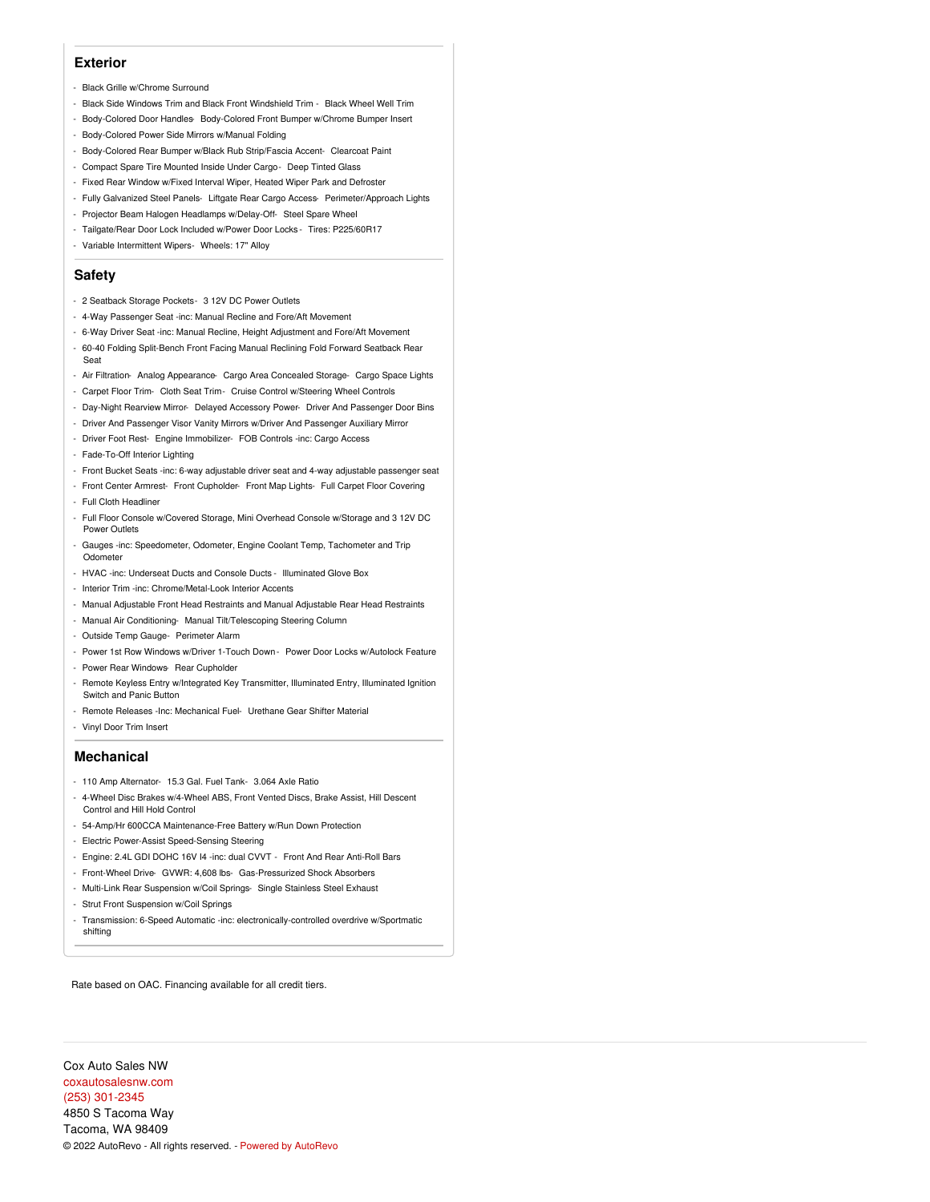## Exterior

- Black Grille w/Chrome Surround
- Black Side Windows Trim and Black Front Windshield Trim - Black Wheel Well Trim
- Body-Colored Door Handles- Body-Colored Front Bumper w/Chrome Bumper Insert
- Body-Colored Power Side Mirrors w/Manual Folding
- Body-Colored Rear Bumper w/Black Rub Strip/Fascia Accent- Clearcoat Paint
- Compact Spare Tire Mounted Inside Under Cargo- Deep Tinted Glass
- Fixed Rear Window w/Fixed Interval Wiper, Heated Wiper Park and Defroster
- Fully Galvanized Steel Panels- Liftgate Rear Cargo Access- Perimeter/Approach Lights
- Projector Beam Halogen Headlamps w/Delay-Off- Steel Spare Wheel
- Tailgate/Rear Door Lock Included w/Power Door Locks - Tires: P225/60R17
- Variable Intermittent Wipers- Wheels: 17" Alloy

## Safety

- 2 Seatback Storage Pockets- 3 12V DC Power Outlets
- 4-Way Passenger Seat -inc: Manual Recline and Fore/Aft Movement
- 6-Way Driver Seat -inc: Manual Recline, Height Adjustment and Fore/Aft Movement
- 60-40 Folding Split-Bench Front Facing Manual Reclining Fold Forward Seatback Rear Seat
- Air Filtration- Analog Appearance- Cargo Area Concealed Storage- Cargo Space Lights
- Carpet Floor Trim- Cloth Seat Trim- Cruise Control w/Steering Wheel Controls
- Day-Night Rearview Mirror- Delayed Accessory Power- Driver And Passenger Door Bins
- Driver And Passenger Visor Vanity Mirrors w/Driver And Passenger Auxiliary Mirror
- Driver Foot Rest- Engine Immobilizer- FOB Controls -inc: Cargo Access
- Fade-To-Off Interior Lighting
- Front Bucket Seats -inc: 6-way adjustable driver seat and 4-way adjustable passenger seat
- Front Center Armrest- Front Cupholder- Front Map Lights- Full Carpet Floor Covering
- Full Cloth Headliner
- Full Floor Console w/Covered Storage, Mini Overhead Console w/Storage and 3 12V DC Power Outlets
- Gauges -inc: Speedometer, Odometer, Engine Coolant Temp, Tachometer and Trip Odometer
- HVAC -inc: Underseat Ducts and Console Ducts - Illuminated Glove Box
- Interior Trim -inc: Chrome/Metal-Look Interior Accents
- Manual Adjustable Front Head Restraints and Manual Adjustable Rear Head Restraints
- Manual Air Conditioning- Manual Tilt/Telescoping Steering Column
- Outside Temp Gauge- Perimeter Alarm
- Power 1st Row Windows w/Driver 1-Touch Down - Power Door Locks w/Autolock Feature
- Power Rear Windows- Rear Cupholder
- Remote Keyless Entry w/Integrated Key Transmitter, Illuminated Entry, Illuminated Ignition Switch and Panic Button
- Remote Releases -Inc: Mechanical Fuel- Urethane Gear Shifter Material
- Vinyl Door Trim Insert

## Mechanical

- 110 Amp Alternator- 15.3 Gal. Fuel Tank- 3.064 Axle Ratio
- 4-Wheel Disc Brakes w/4-Wheel ABS, Front Vented Discs, Brake Assist, Hill Descent Control and Hill Hold Control
- 54-Amp/Hr 600CCA Maintenance-Free Battery w/Run Down Protection
- Electric Power-Assist Speed-Sensing Steering
- Engine: 2.4L GDI DOHC 16V I4 -inc: dual CVVT - Front And Rear Anti-Roll Bars
- Front-Wheel Drive- GVWR: 4,608 lbs- Gas-Pressurized Shock Absorbers
- Multi-Link Rear Suspension w/Coil Springs- Single Stainless Steel Exhaust
- Strut Front Suspension w/Coil Springs
- Transmission: 6-Speed Automatic -inc: electronically-controlled overdrive w/Sportmatic shifting

Rate based on OAC. Financing available for all credit tiers.

Cox Auto Sales NW
coxautosalesnw.com
(253) 301-2345
4850 S Tacoma Way
Tacoma, WA 98409
© 2022 AutoRevo - All rights reserved. - Powered by AutoRevo